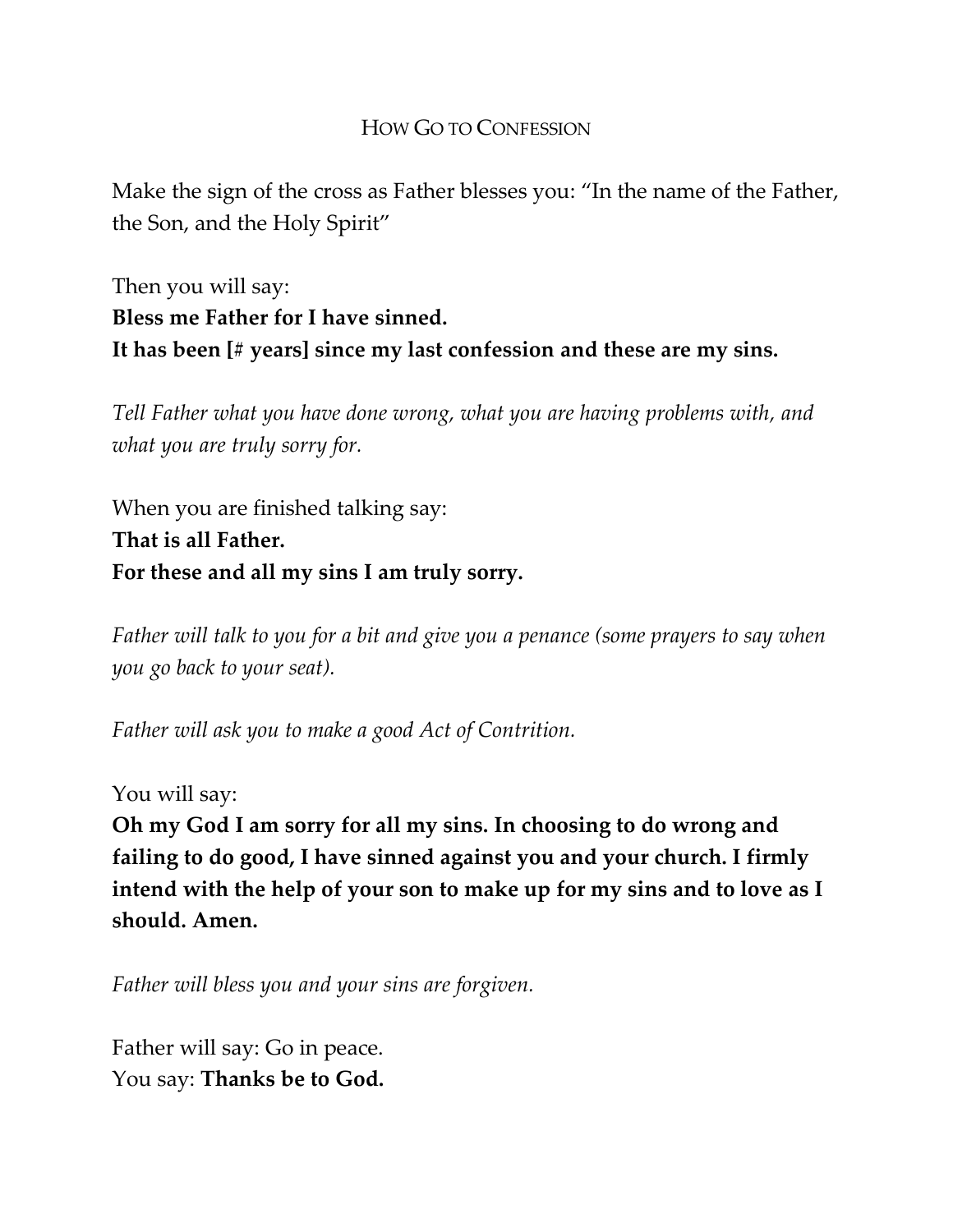# HOW GO TO CONFESSION

Make the sign of the cross as Father blesses you: "In the name of the Father, the Son, and the Holy Spirit"

Then you will say:
**Bless me Father for I have sinned.**
**It has been [# years] since my last confession and these are my sins.**

*Tell Father what you have done wrong, what you are having problems with, and what you are truly sorry for.*

When you are finished talking say:
**That is all Father.**
**For these and all my sins I am truly sorry.**

*Father will talk to you for a bit and give you a penance (some prayers to say when you go back to your seat).*

*Father will ask you to make a good Act of Contrition.*

You will say:
**Oh my God I am sorry for all my sins. In choosing to do wrong and failing to do good, I have sinned against you and your church. I firmly intend with the help of your son to make up for my sins and to love as I should. Amen.**

*Father will bless you and your sins are forgiven.*

Father will say: Go in peace.
You say: **Thanks be to God.**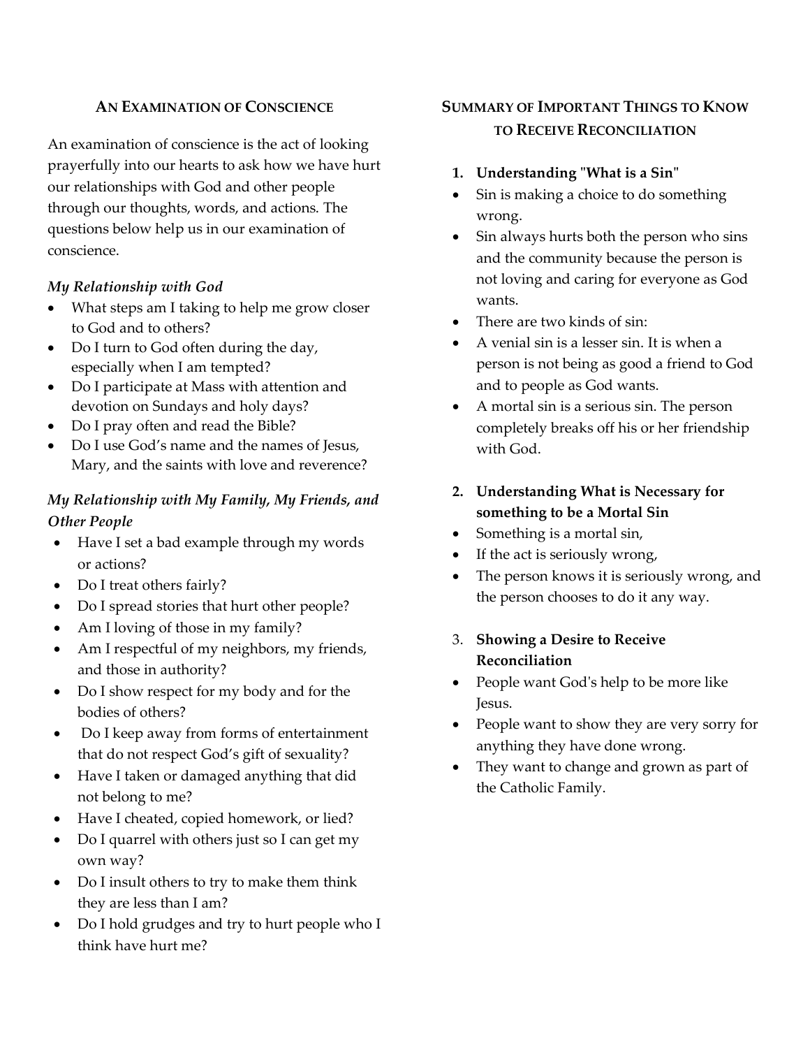## An Examination of Conscience

An examination of conscience is the act of looking prayerfully into our hearts to ask how we have hurt our relationships with God and other people through our thoughts, words, and actions. The questions below help us in our examination of conscience.

### *My Relationship with God*

- What steps am I taking to help me grow closer to God and to others?
- Do I turn to God often during the day, especially when I am tempted?
- Do I participate at Mass with attention and devotion on Sundays and holy days?
- Do I pray often and read the Bible?
- Do I use God's name and the names of Jesus, Mary, and the saints with love and reverence?

### *My Relationship with My Family, My Friends, and Other People*

- Have I set a bad example through my words or actions?
- Do I treat others fairly?
- Do I spread stories that hurt other people?
- Am I loving of those in my family?
- Am I respectful of my neighbors, my friends, and those in authority?
- Do I show respect for my body and for the bodies of others?
- Do I keep away from forms of entertainment that do not respect God's gift of sexuality?
- Have I taken or damaged anything that did not belong to me?
- Have I cheated, copied homework, or lied?
- Do I quarrel with others just so I can get my own way?
- Do I insult others to try to make them think they are less than I am?
- Do I hold grudges and try to hurt people who I think have hurt me?

## Summary of Important Things to Know to Receive Reconciliation

1. **Understanding "What is a Sin"**

- Sin is making a choice to do something wrong.
- Sin always hurts both the person who sins and the community because the person is not loving and caring for everyone as God wants.
- There are two kinds of sin:
- A venial sin is a lesser sin. It is when a person is not being as good a friend to God and to people as God wants.
- A mortal sin is a serious sin. The person completely breaks off his or her friendship with God.

2. **Understanding What is Necessary for something to be a Mortal Sin**

- Something is a mortal sin,
- If the act is seriously wrong,
- The person knows it is seriously wrong, and the person chooses to do it any way.

3. **Showing a Desire to Receive Reconciliation**

- People want God's help to be more like Jesus.
- People want to show they are very sorry for anything they have done wrong.
- They want to change and grown as part of the Catholic Family.